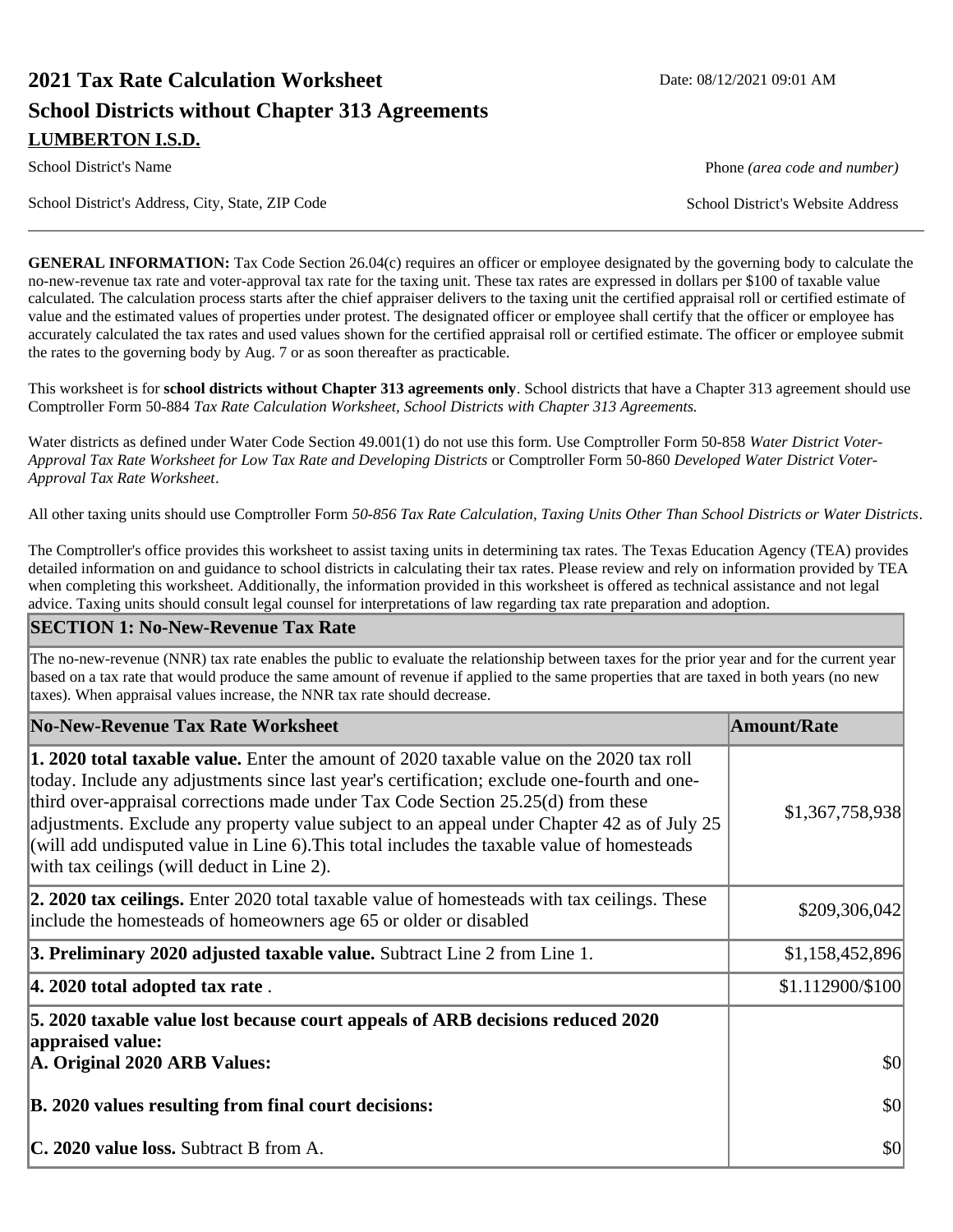# 2021 Tax Rate Calculation Worksheet

Date: 08/12/2021 09:01 AM

## School Districts without Chapter 313 Agreements

**LUMBERTON I.S.D.**

School District's Name | Phone *(area code and number)*

School District's Address, City, State, ZIP Code | School District's Website Address

---

**GENERAL INFORMATION:** Tax Code Section 26.04(c) requires an officer or employee designated by the governing body to calculate the no-new-revenue tax rate and voter-approval tax rate for the taxing unit. These tax rates are expressed in dollars per $100 of taxable value calculated. The calculation process starts after the chief appraiser delivers to the taxing unit the certified appraisal roll or certified estimate of value and the estimated values of properties under protest. The designated officer or employee shall certify that the officer or employee has accurately calculated the tax rates and used values shown for the certified appraisal roll or certified estimate. The officer or employee submit the rates to the governing body by Aug. 7 or as soon thereafter as practicable.

This worksheet is for **school districts without Chapter 313 agreements only**. School districts that have a Chapter 313 agreement should use Comptroller Form 50-884 *Tax Rate Calculation Worksheet, School Districts with Chapter 313 Agreements.*

Water districts as defined under Water Code Section 49.001(1) do not use this form. Use Comptroller Form 50-858 *Water District Voter-Approval Tax Rate Worksheet for Low Tax Rate and Developing Districts* or Comptroller Form 50-860 *Developed Water District Voter-Approval Tax Rate Worksheet*.

All other taxing units should use Comptroller Form *50-856 Tax Rate Calculation, Taxing Units Other Than School Districts or Water Districts*.

The Comptroller's office provides this worksheet to assist taxing units in determining tax rates. The Texas Education Agency (TEA) provides detailed information on and guidance to school districts in calculating their tax rates. Please review and rely on information provided by TEA when completing this worksheet. Additionally, the information provided in this worksheet is offered as technical assistance and not legal advice. Taxing units should consult legal counsel for interpretations of law regarding tax rate preparation and adoption.

### SECTION 1: No-New-Revenue Tax Rate

The no-new-revenue (NNR) tax rate enables the public to evaluate the relationship between taxes for the prior year and for the current year based on a tax rate that would produce the same amount of revenue if applied to the same properties that are taxed in both years (no new taxes). When appraisal values increase, the NNR tax rate should decrease.

| No-New-Revenue Tax Rate Worksheet | Amount/Rate |
|---|---|
| **1. 2020 total taxable value.** Enter the amount of 2020 taxable value on the 2020 tax roll today. Include any adjustments since last year's certification; exclude one-fourth and one-third over-appraisal corrections made under Tax Code Section 25.25(d) from these adjustments. Exclude any property value subject to an appeal under Chapter 42 as of July 25 (will add undisputed value in Line 6).This total includes the taxable value of homesteads with tax ceilings (will deduct in Line 2). | $1,367,758,938 |
| **2. 2020 tax ceilings.** Enter 2020 total taxable value of homesteads with tax ceilings. These include the homesteads of homeowners age 65 or older or disabled | $209,306,042 |
| **3. Preliminary 2020 adjusted taxable value.** Subtract Line 2 from Line 1. | $1,158,452,896 |
| **4. 2020 total adopted tax rate** . | $1.112900/$100 |
| **5. 2020 taxable value lost because court appeals of ARB decisions reduced 2020 appraised value:** | |
| **A. Original 2020 ARB Values:** | $0 |
| **B. 2020 values resulting from final court decisions:** | $0 |
| **C. 2020 value loss.** Subtract B from A. | $0 |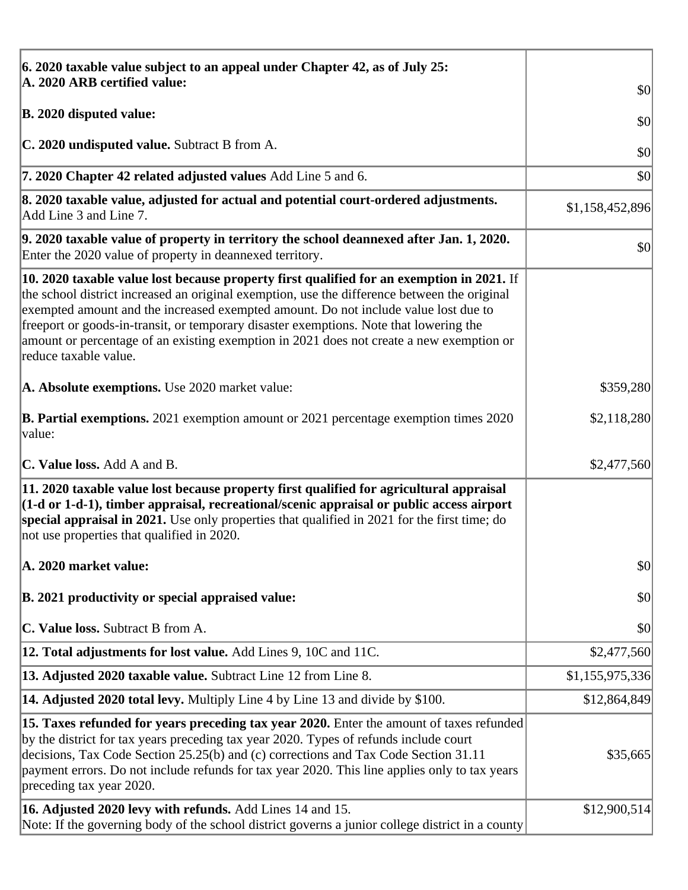| | |
|---|---|
| **6. 2020 taxable value subject to an appeal under Chapter 42, as of July 25:** <br> **A. 2020 ARB certified value:** | $0 |
| **B. 2020 disputed value:** | $0 |
| **C. 2020 undisputed value.** Subtract B from A. | $0 |
| **7. 2020 Chapter 42 related adjusted values** Add Line 5 and 6. | $0 |
| **8. 2020 taxable value, adjusted for actual and potential court-ordered adjustments.** Add Line 3 and Line 7. | $1,158,452,896 |
| **9. 2020 taxable value of property in territory the school deannexed after Jan. 1, 2020.** Enter the 2020 value of property in deannexed territory. | $0 |
| **10. 2020 taxable value lost because property first qualified for an exemption in 2021.** If the school district increased an original exemption, use the difference between the original exempted amount and the increased exempted amount. Do not include value lost due to freeport or goods-in-transit, or temporary disaster exemptions. Note that lowering the amount or percentage of an existing exemption in 2021 does not create a new exemption or reduce taxable value. | |
| **A. Absolute exemptions.** Use 2020 market value: | $359,280 |
| **B. Partial exemptions.** 2021 exemption amount or 2021 percentage exemption times 2020 value: | $2,118,280 |
| **C. Value loss.** Add A and B. | $2,477,560 |
| **11. 2020 taxable value lost because property first qualified for agricultural appraisal (1-d or 1-d-1), timber appraisal, recreational/scenic appraisal or public access airport special appraisal in 2021.** Use only properties that qualified in 2021 for the first time; do not use properties that qualified in 2020. | |
| **A. 2020 market value:** | $0 |
| **B. 2021 productivity or special appraised value:** | $0 |
| **C. Value loss.** Subtract B from A. | $0 |
| **12. Total adjustments for lost value.** Add Lines 9, 10C and 11C. | $2,477,560 |
| **13. Adjusted 2020 taxable value.** Subtract Line 12 from Line 8. | $1,155,975,336 |
| **14. Adjusted 2020 total levy.** Multiply Line 4 by Line 13 and divide by $100. | $12,864,849 |
| **15. Taxes refunded for years preceding tax year 2020.** Enter the amount of taxes refunded by the district for tax years preceding tax year 2020. Types of refunds include court decisions, Tax Code Section 25.25(b) and (c) corrections and Tax Code Section 31.11 payment errors. Do not include refunds for tax year 2020. This line applies only to tax years preceding tax year 2020. | $35,665 |
| **16. Adjusted 2020 levy with refunds.** Add Lines 14 and 15. <br> Note: If the governing body of the school district governs a junior college district in a county | $12,900,514 |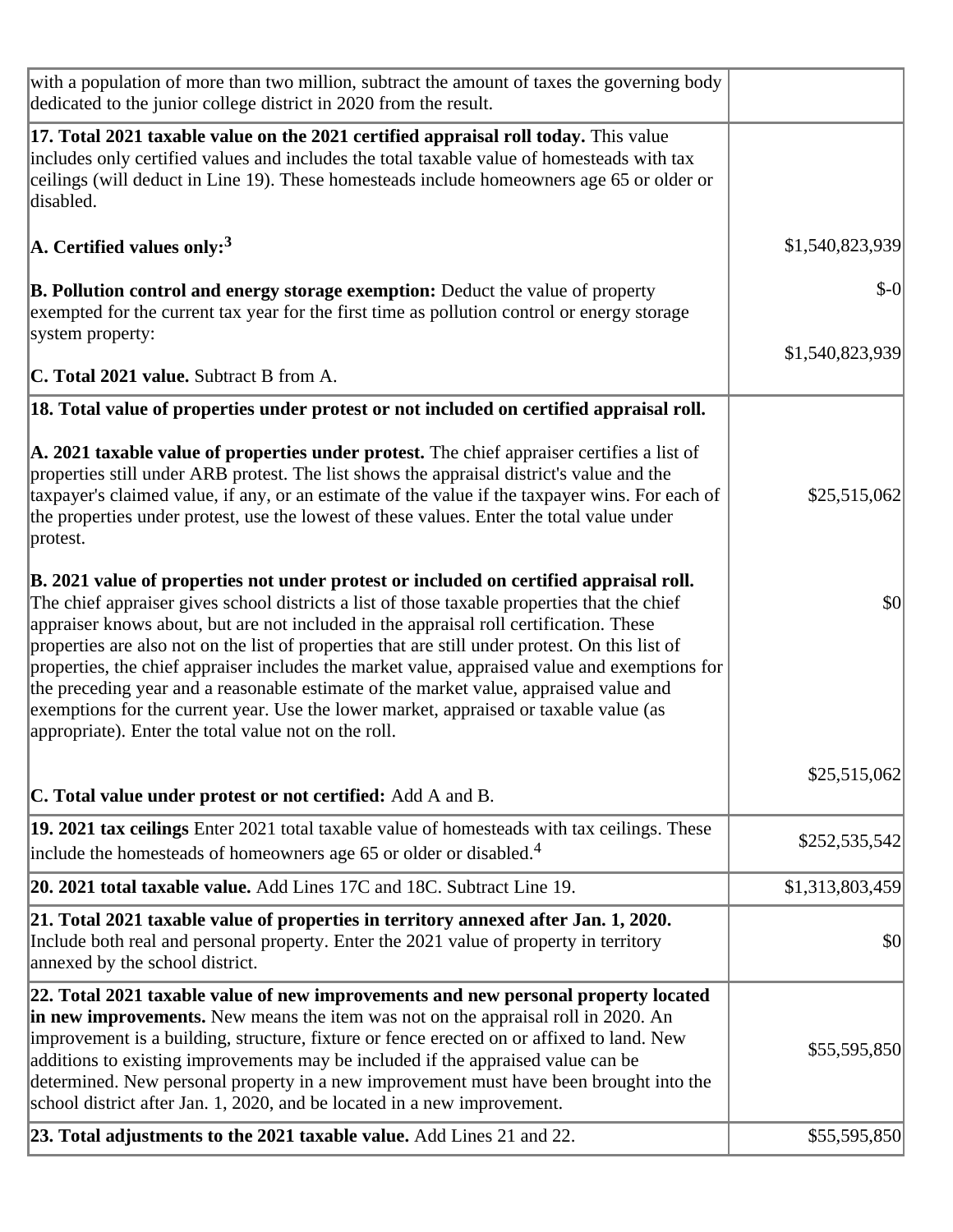| | |
|---|---|
| with a population of more than two million, subtract the amount of taxes the governing body dedicated to the junior college district in 2020 from the result. | |
| **17. Total 2021 taxable value on the 2021 certified appraisal roll today.** This value includes only certified values and includes the total taxable value of homesteads with tax ceilings (will deduct in Line 19). These homesteads include homeowners age 65 or older or disabled.<br><br>**A. Certified values only:**[3]<br><br>**B. Pollution control and energy storage exemption:** Deduct the value of property exempted for the current tax year for the first time as pollution control or energy storage system property:<br><br>**C. Total 2021 value.** Subtract B from A. | <br><br><br><br>$1,540,823,939<br><br>$-0<br><br>$1,540,823,939 |
| **18. Total value of properties under protest or not included on certified appraisal roll.**<br><br>**A. 2021 taxable value of properties under protest.** The chief appraiser certifies a list of properties still under ARB protest. The list shows the appraisal district's value and the taxpayer's claimed value, if any, or an estimate of the value if the taxpayer wins. For each of the properties under protest, use the lowest of these values. Enter the total value under protest.<br><br>**B. 2021 value of properties not under protest or included on certified appraisal roll.** The chief appraiser gives school districts a list of those taxable properties that the chief appraiser knows about, but are not included in the appraisal roll certification. These properties are also not on the list of properties that are still under protest. On this list of properties, the chief appraiser includes the market value, appraised value and exemptions for the preceding year and a reasonable estimate of the market value, appraised value and exemptions for the current year. Use the lower market, appraised or taxable value (as appropriate). Enter the total value not on the roll.<br><br>**C. Total value under protest or not certified:** Add A and B. | <br><br>$25,515,062<br><br>$0<br><br>$25,515,062 |
| **19. 2021 tax ceilings** Enter 2021 total taxable value of homesteads with tax ceilings. These include the homesteads of homeowners age 65 or older or disabled.[4] | $252,535,542 |
| **20. 2021 total taxable value.** Add Lines 17C and 18C. Subtract Line 19. | $1,313,803,459 |
| **21. Total 2021 taxable value of properties in territory annexed after Jan. 1, 2020.** Include both real and personal property. Enter the 2021 value of property in territory annexed by the school district. | $0 |
| **22. Total 2021 taxable value of new improvements and new personal property located in new improvements.** New means the item was not on the appraisal roll in 2020. An improvement is a building, structure, fixture or fence erected on or affixed to land. New additions to existing improvements may be included if the appraised value can be determined. New personal property in a new improvement must have been brought into the school district after Jan. 1, 2020, and be located in a new improvement. | $55,595,850 |
| **23. Total adjustments to the 2021 taxable value.** Add Lines 21 and 22. | $55,595,850 |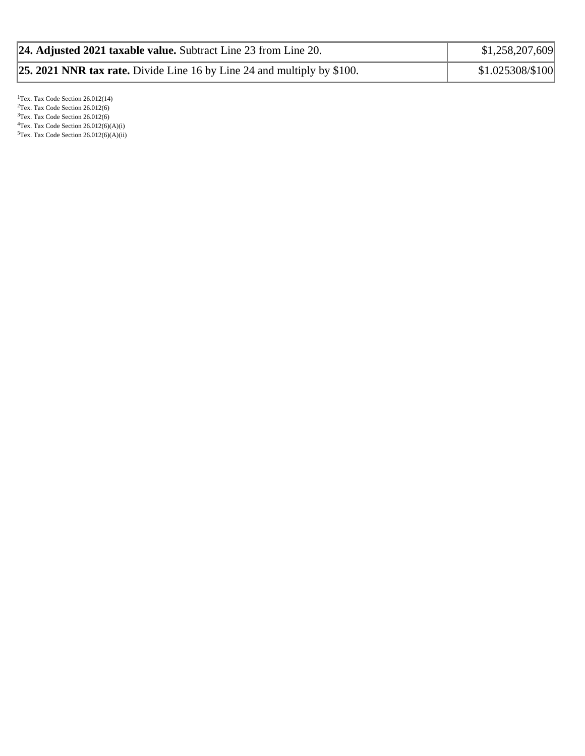| | |
|---|---|
| **24. Adjusted 2021 taxable value.** Subtract Line 23 from Line 20. | $1,258,207,609 |
| **25. 2021 NNR tax rate.** Divide Line 16 by Line 24 and multiply by $100. | $1.025308/$100 |

[1]Tex. Tax Code Section 26.012(14)
[2]Tex. Tax Code Section 26.012(6)
[3]Tex. Tax Code Section 26.012(6)
[4]Tex. Tax Code Section 26.012(6)(A)(i)
[5]Tex. Tax Code Section 26.012(6)(A)(ii)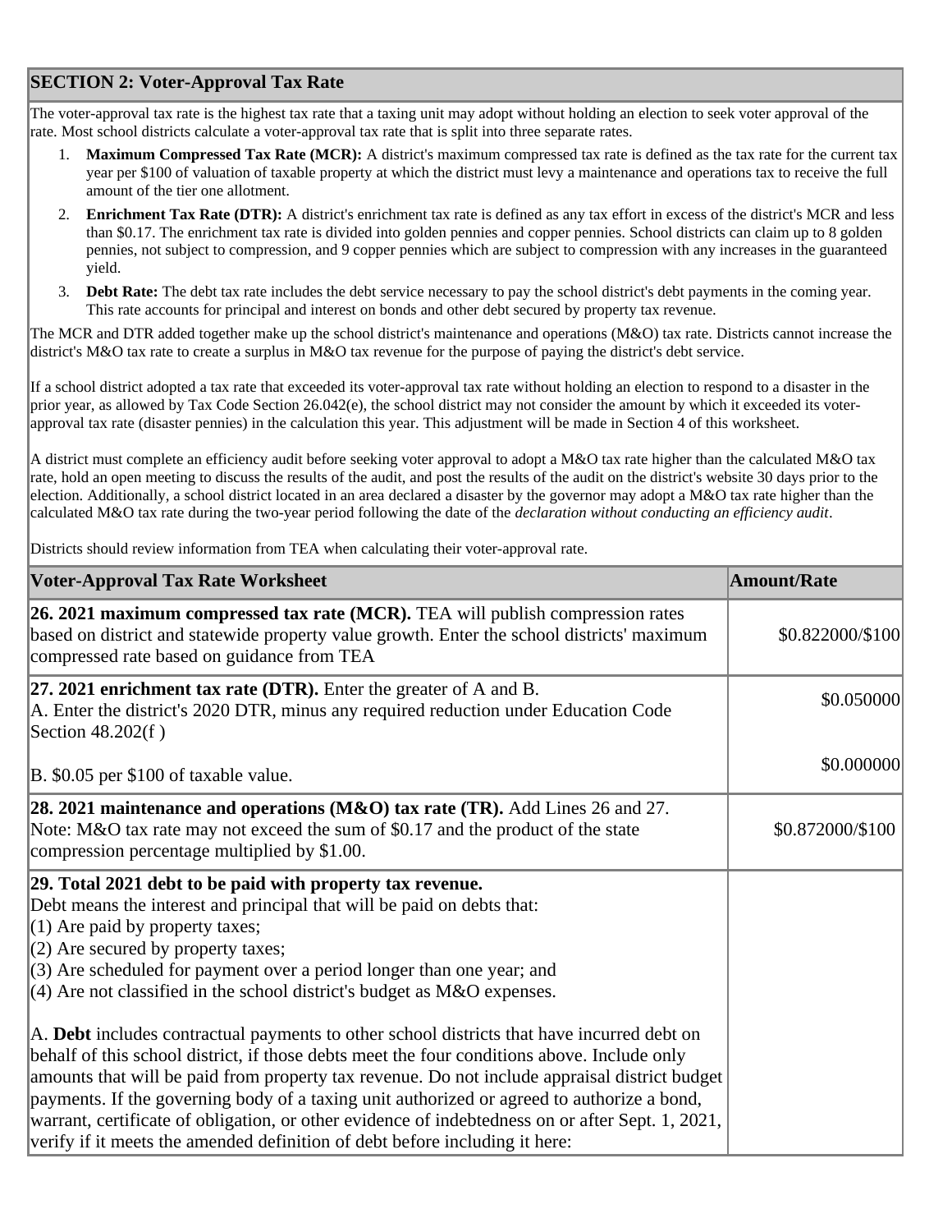## SECTION 2: Voter-Approval Tax Rate

The voter-approval tax rate is the highest tax rate that a taxing unit may adopt without holding an election to seek voter approval of the rate. Most school districts calculate a voter-approval tax rate that is split into three separate rates.

1. **Maximum Compressed Tax Rate (MCR):** A district's maximum compressed tax rate is defined as the tax rate for the current tax year per $100 of valuation of taxable property at which the district must levy a maintenance and operations tax to receive the full amount of the tier one allotment.
2. **Enrichment Tax Rate (DTR):** A district's enrichment tax rate is defined as any tax effort in excess of the district's MCR and less than $0.17. The enrichment tax rate is divided into golden pennies and copper pennies. School districts can claim up to 8 golden pennies, not subject to compression, and 9 copper pennies which are subject to compression with any increases in the guaranteed yield.
3. **Debt Rate:** The debt tax rate includes the debt service necessary to pay the school district's debt payments in the coming year. This rate accounts for principal and interest on bonds and other debt secured by property tax revenue.

The MCR and DTR added together make up the school district's maintenance and operations (M&O) tax rate. Districts cannot increase the district's M&O tax rate to create a surplus in M&O tax revenue for the purpose of paying the district's debt service.

If a school district adopted a tax rate that exceeded its voter-approval tax rate without holding an election to respond to a disaster in the prior year, as allowed by Tax Code Section 26.042(e), the school district may not consider the amount by which it exceeded its voter-approval tax rate (disaster pennies) in the calculation this year. This adjustment will be made in Section 4 of this worksheet.

A district must complete an efficiency audit before seeking voter approval to adopt a M&O tax rate higher than the calculated M&O tax rate, hold an open meeting to discuss the results of the audit, and post the results of the audit on the district's website 30 days prior to the election. Additionally, a school district located in an area declared a disaster by the governor may adopt a M&O tax rate higher than the calculated M&O tax rate during the two-year period following the date of the *declaration without conducting an efficiency audit*.

Districts should review information from TEA when calculating their voter-approval rate.

| Voter-Approval Tax Rate Worksheet | Amount/Rate |
|---|---|
| **26. 2021 maximum compressed tax rate (MCR).** TEA will publish compression rates based on district and statewide property value growth. Enter the school districts' maximum compressed rate based on guidance from TEA | $0.822000/$100 |
| **27. 2021 enrichment tax rate (DTR).** Enter the greater of A and B.<br>A. Enter the district's 2020 DTR, minus any required reduction under Education Code Section 48.202(f )<br><br>B. $0.05 per $100 of taxable value. | $0.050000<br><br>$0.000000 |
| **28. 2021 maintenance and operations (M&O) tax rate (TR).** Add Lines 26 and 27. Note: M&O tax rate may not exceed the sum of $0.17 and the product of the state compression percentage multiplied by $1.00. | $0.872000/$100 |
| **29. Total 2021 debt to be paid with property tax revenue.**<br>Debt means the interest and principal that will be paid on debts that:<br>(1) Are paid by property taxes;<br>(2) Are secured by property taxes;<br>(3) Are scheduled for payment over a period longer than one year; and<br>(4) Are not classified in the school district's budget as M&O expenses.<br><br>A. **Debt** includes contractual payments to other school districts that have incurred debt on behalf of this school district, if those debts meet the four conditions above. Include only amounts that will be paid from property tax revenue. Do not include appraisal district budget payments. If the governing body of a taxing unit authorized or agreed to authorize a bond, warrant, certificate of obligation, or other evidence of indebtedness on or after Sept. 1, 2021, verify if it meets the amended definition of debt before including it here: | |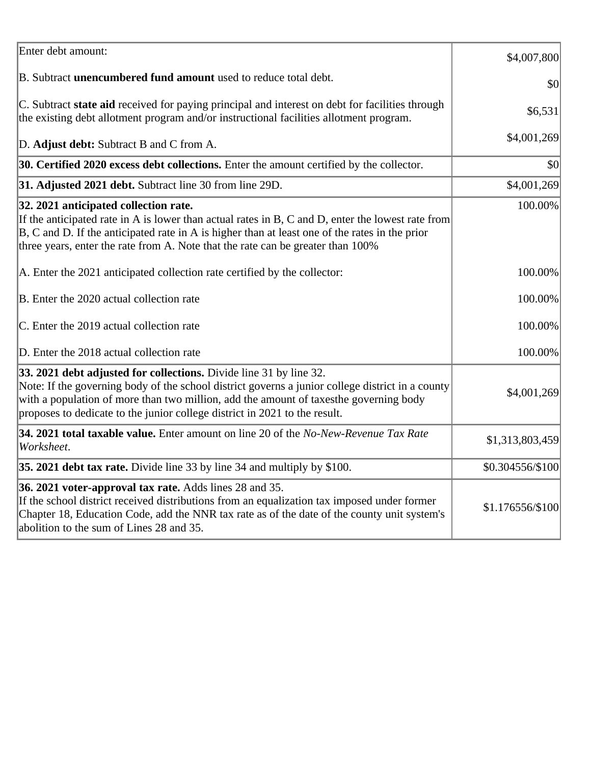| | |
|---|---|
| Enter debt amount: | $4,007,800 |
| B. Subtract **unencumbered fund amount** used to reduce total debt. | $0 |
| C. Subtract **state aid** received for paying principal and interest on debt for facilities through the existing debt allotment program and/or instructional facilities allotment program. | $6,531 |
| D. **Adjust debt:** Subtract B and C from A. | $4,001,269 |
| **30. Certified 2020 excess debt collections.** Enter the amount certified by the collector. | $0 |
| **31. Adjusted 2021 debt.** Subtract line 30 from line 29D. | $4,001,269 |
| **32. 2021 anticipated collection rate.** If the anticipated rate in A is lower than actual rates in B, C and D, enter the lowest rate from B, C and D. If the anticipated rate in A is higher than at least one of the rates in the prior three years, enter the rate from A. Note that the rate can be greater than 100% | 100.00% |
| A. Enter the 2021 anticipated collection rate certified by the collector: | 100.00% |
| B. Enter the 2020 actual collection rate | 100.00% |
| C. Enter the 2019 actual collection rate | 100.00% |
| D. Enter the 2018 actual collection rate | 100.00% |
| **33. 2021 debt adjusted for collections.** Divide line 31 by line 32. Note: If the governing body of the school district governs a junior college district in a county with a population of more than two million, add the amount of taxesthe governing body proposes to dedicate to the junior college district in 2021 to the result. | $4,001,269 |
| **34. 2021 total taxable value.** Enter amount on line 20 of the *No-New-Revenue Tax Rate Worksheet*. | $1,313,803,459 |
| **35. 2021 debt tax rate.** Divide line 33 by line 34 and multiply by $100. | $0.304556/$100 |
| **36. 2021 voter-approval tax rate.** Adds lines 28 and 35. If the school district received distributions from an equalization tax imposed under former Chapter 18, Education Code, add the NNR tax rate as of the date of the county unit system's abolition to the sum of Lines 28 and 35. | $1.176556/$100 |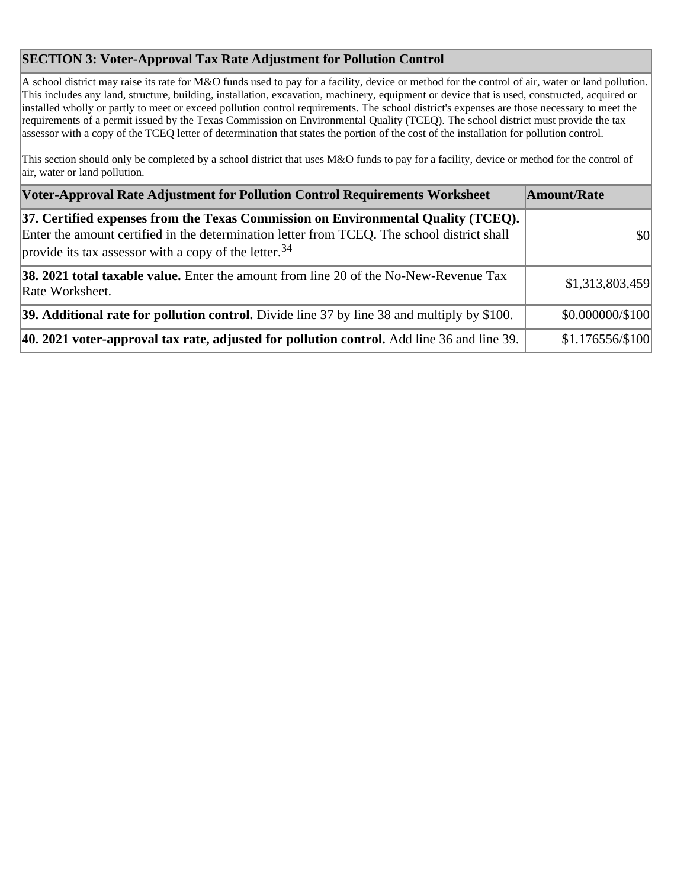## SECTION 3: Voter-Approval Tax Rate Adjustment for Pollution Control

A school district may raise its rate for M&O funds used to pay for a facility, device or method for the control of air, water or land pollution. This includes any land, structure, building, installation, excavation, machinery, equipment or device that is used, constructed, acquired or installed wholly or partly to meet or exceed pollution control requirements. The school district's expenses are those necessary to meet the requirements of a permit issued by the Texas Commission on Environmental Quality (TCEQ). The school district must provide the tax assessor with a copy of the TCEQ letter of determination that states the portion of the cost of the installation for pollution control.

This section should only be completed by a school district that uses M&O funds to pay for a facility, device or method for the control of air, water or land pollution.

| Voter-Approval Rate Adjustment for Pollution Control Requirements Worksheet | Amount/Rate |
|---|---|
| **37. Certified expenses from the Texas Commission on Environmental Quality (TCEQ).** Enter the amount certified in the determination letter from TCEQ. The school district shall provide its tax assessor with a copy of the letter.[34] | $0 |
| **38. 2021 total taxable value.** Enter the amount from line 20 of the No-New-Revenue Tax Rate Worksheet. | $1,313,803,459 |
| **39. Additional rate for pollution control.** Divide line 37 by line 38 and multiply by $100. | $0.000000/$100 |
| **40. 2021 voter-approval tax rate, adjusted for pollution control.** Add line 36 and line 39. | $1.176556/$100 |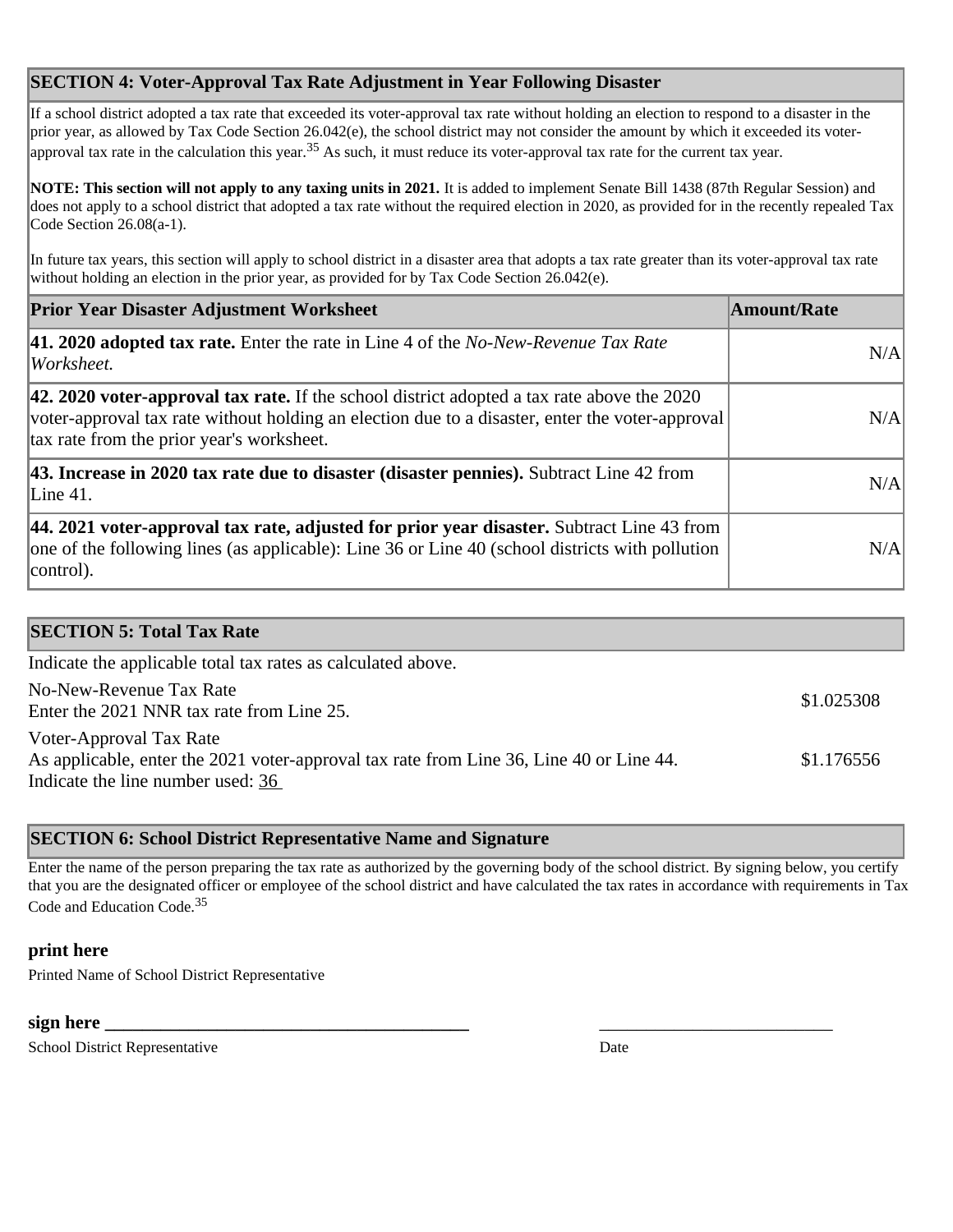## SECTION 4: Voter-Approval Tax Rate Adjustment in Year Following Disaster

If a school district adopted a tax rate that exceeded its voter-approval tax rate without holding an election to respond to a disaster in the prior year, as allowed by Tax Code Section 26.042(e), the school district may not consider the amount by which it exceeded its voter-approval tax rate in the calculation this year.[35] As such, it must reduce its voter-approval tax rate for the current tax year.

**NOTE: This section will not apply to any taxing units in 2021.** It is added to implement Senate Bill 1438 (87th Regular Session) and does not apply to a school district that adopted a tax rate without the required election in 2020, as provided for in the recently repealed Tax Code Section 26.08(a-1).

In future tax years, this section will apply to school district in a disaster area that adopts a tax rate greater than its voter-approval tax rate without holding an election in the prior year, as provided for by Tax Code Section 26.042(e).

| Prior Year Disaster Adjustment Worksheet | Amount/Rate |
|---|---|
| **41. 2020 adopted tax rate.** Enter the rate in Line 4 of the *No-New-Revenue Tax Rate Worksheet.* | N/A |
| **42. 2020 voter-approval tax rate.** If the school district adopted a tax rate above the 2020 voter-approval tax rate without holding an election due to a disaster, enter the voter-approval tax rate from the prior year's worksheet. | N/A |
| **43. Increase in 2020 tax rate due to disaster (disaster pennies).** Subtract Line 42 from Line 41. | N/A |
| **44. 2021 voter-approval tax rate, adjusted for prior year disaster.** Subtract Line 43 from one of the following lines (as applicable): Line 36 or Line 40 (school districts with pollution control). | N/A |

## SECTION 5: Total Tax Rate

Indicate the applicable total tax rates as calculated above.

| | |
|---|---|
| No-New-Revenue Tax Rate<br>Enter the 2021 NNR tax rate from Line 25. | $1.025308 |
| Voter-Approval Tax Rate<br>As applicable, enter the 2021 voter-approval tax rate from Line 36, Line 40 or Line 44.<br>Indicate the line number used: 36 | $1.176556 |

## SECTION 6: School District Representative Name and Signature

Enter the name of the person preparing the tax rate as authorized by the governing body of the school district. By signing below, you certify that you are the designated officer or employee of the school district and have calculated the tax rates in accordance with requirements in Tax Code and Education Code.[35]

**print here**

Printed Name of School District Representative

**sign here** _______________________________________ _________________________

School District Representative Date